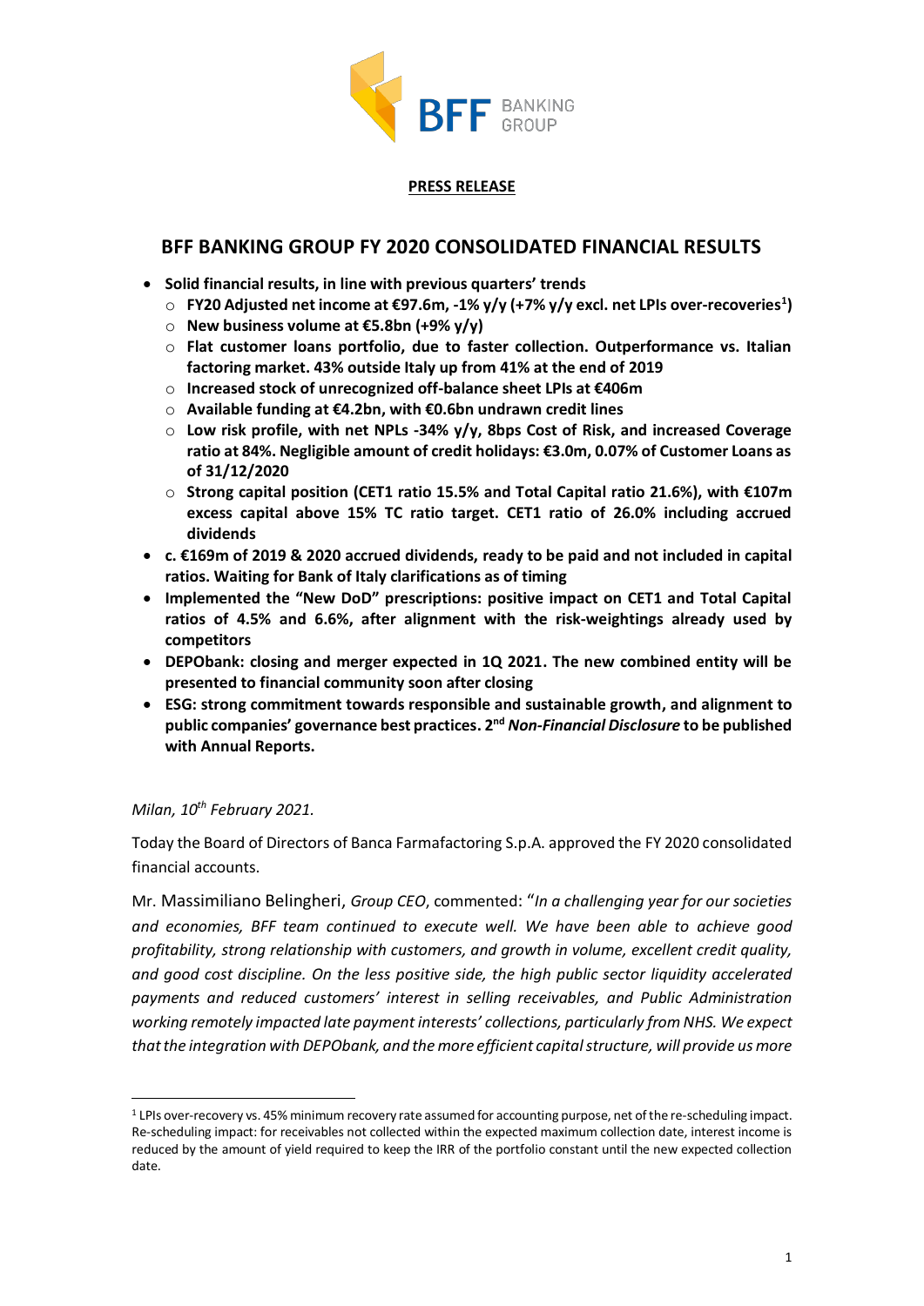**PRESS RELEASE**

# BFF BANKING GROUP FY 2020 CONSOLIDATED FINANCIAL RESULTS

- **Solid financial results, in line with previous quarters' trends**
  - **FY20 Adjusted net income at €97.6m, -1% y/y (+7% y/y excl. net LPIs over-recoveries[1])**
  - **New business volume at €5.8bn (+9% y/y)**
  - **Flat customer loans portfolio, due to faster collection. Outperformance vs. Italian factoring market. 43% outside Italy up from 41% at the end of 2019**
  - **Increased stock of unrecognized off-balance sheet LPIs at €406m**
  - **Available funding at €4.2bn, with €0.6bn undrawn credit lines**
  - **Low risk profile, with net NPLs -34% y/y, 8bps Cost of Risk, and increased Coverage ratio at 84%. Negligible amount of credit holidays: €3.0m, 0.07% of Customer Loans as of 31/12/2020**
  - **Strong capital position (CET1 ratio 15.5% and Total Capital ratio 21.6%), with €107m excess capital above 15% TC ratio target. CET1 ratio of 26.0% including accrued dividends**
- **c. €169m of 2019 & 2020 accrued dividends, ready to be paid and not included in capital ratios. Waiting for Bank of Italy clarifications as of timing**
- **Implemented the "New DoD" prescriptions: positive impact on CET1 and Total Capital ratios of 4.5% and 6.6%, after alignment with the risk-weightings already used by competitors**
- **DEPObank: closing and merger expected in 1Q 2021. The new combined entity will be presented to financial community soon after closing**
- **ESG: strong commitment towards responsible and sustainable growth, and alignment to public companies' governance best practices. 2nd *Non-Financial Disclosure* to be published with Annual Reports.**

*Milan, 10th February 2021.*

Today the Board of Directors of Banca Farmafactoring S.p.A. approved the FY 2020 consolidated financial accounts.

Mr. Massimiliano Belingheri, *Group CEO*, commented: "*In a challenging year for our societies and economies, BFF team continued to execute well. We have been able to achieve good profitability, strong relationship with customers, and growth in volume, excellent credit quality, and good cost discipline. On the less positive side, the high public sector liquidity accelerated payments and reduced customers' interest in selling receivables, and Public Administration working remotely impacted late payment interests' collections, particularly from NHS. We expect that the integration with DEPObank, and the more efficient capital structure, will provide us more*

[1] LPIs over-recovery vs. 45% minimum recovery rate assumed for accounting purpose, net of the re-scheduling impact. Re-scheduling impact: for receivables not collected within the expected maximum collection date, interest income is reduced by the amount of yield required to keep the IRR of the portfolio constant until the new expected collection date.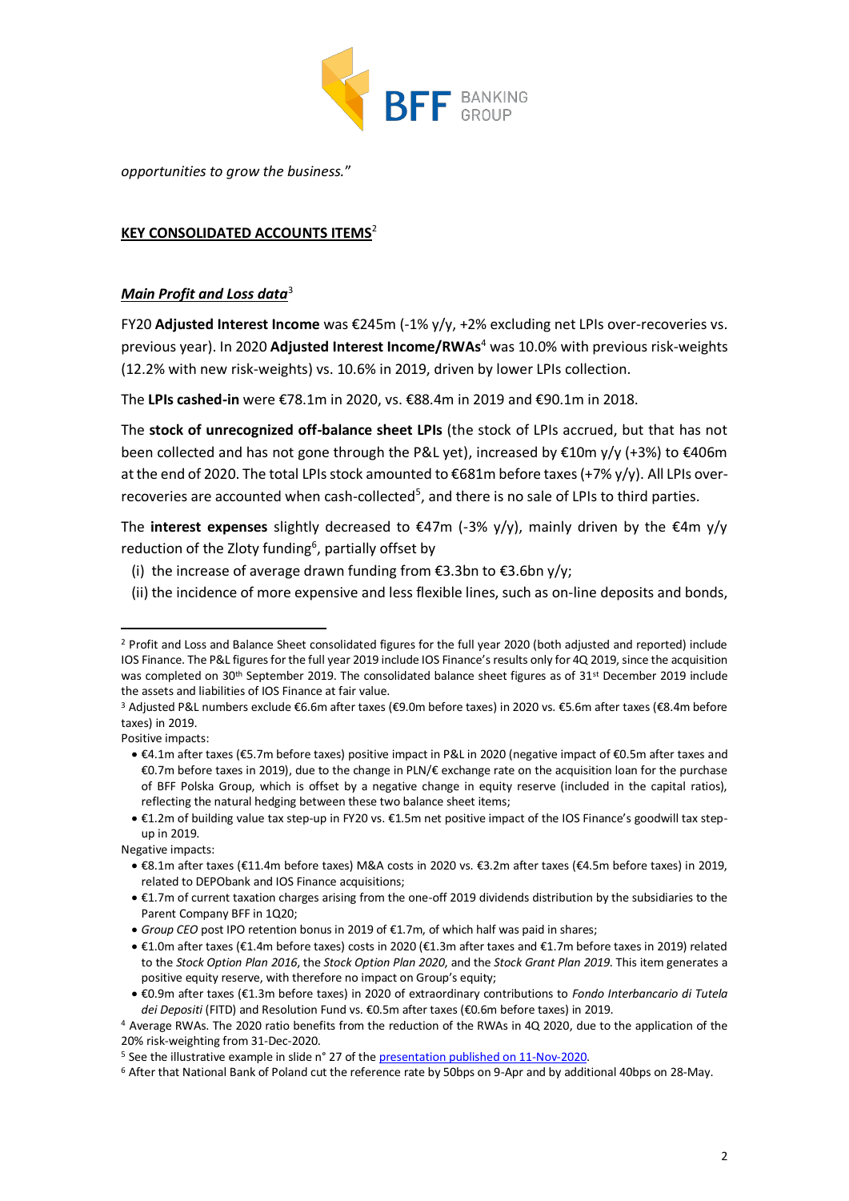*opportunities to grow the business."*

**KEY CONSOLIDATED ACCOUNTS ITEMS**[2]

***Main Profit and Loss data***[3]

FY20 **Adjusted Interest Income** was €245m (-1% y/y, +2% excluding net LPIs over-recoveries vs. previous year). In 2020 **Adjusted Interest Income/RWAs**[4] was 10.0% with previous risk-weights (12.2% with new risk-weights) vs. 10.6% in 2019, driven by lower LPIs collection.

The **LPIs cashed-in** were €78.1m in 2020, vs. €88.4m in 2019 and €90.1m in 2018.

The **stock of unrecognized off-balance sheet LPIs** (the stock of LPIs accrued, but that has not been collected and has not gone through the P&L yet), increased by €10m y/y (+3%) to €406m at the end of 2020. The total LPIs stock amounted to €681m before taxes (+7% y/y). All LPIs over-recoveries are accounted when cash-collected[5], and there is no sale of LPIs to third parties.

The **interest expenses** slightly decreased to €47m (-3% y/y), mainly driven by the €4m y/y reduction of the Zloty funding[6], partially offset by

(i) the increase of average drawn funding from €3.3bn to €3.6bn y/y;

(ii) the incidence of more expensive and less flexible lines, such as on-line deposits and bonds,

---

[2] Profit and Loss and Balance Sheet consolidated figures for the full year 2020 (both adjusted and reported) include IOS Finance. The P&L figures for the full year 2019 include IOS Finance's results only for 4Q 2019, since the acquisition was completed on 30th September 2019. The consolidated balance sheet figures as of 31st December 2019 include the assets and liabilities of IOS Finance at fair value.

[3] Adjusted P&L numbers exclude €6.6m after taxes (€9.0m before taxes) in 2020 vs. €5.6m after taxes (€8.4m before taxes) in 2019.

Positive impacts:

- €4.1m after taxes (€5.7m before taxes) positive impact in P&L in 2020 (negative impact of €0.5m after taxes and €0.7m before taxes in 2019), due to the change in PLN/€ exchange rate on the acquisition loan for the purchase of BFF Polska Group, which is offset by a negative change in equity reserve (included in the capital ratios), reflecting the natural hedging between these two balance sheet items;
- €1.2m of building value tax step-up in FY20 vs. €1.5m net positive impact of the IOS Finance's goodwill tax step-up in 2019.

Negative impacts:

- €8.1m after taxes (€11.4m before taxes) M&A costs in 2020 vs. €3.2m after taxes (€4.5m before taxes) in 2019, related to DEPObank and IOS Finance acquisitions;
- €1.7m of current taxation charges arising from the one-off 2019 dividends distribution by the subsidiaries to the Parent Company BFF in 1Q20;
- *Group CEO* post IPO retention bonus in 2019 of €1.7m, of which half was paid in shares;
- €1.0m after taxes (€1.4m before taxes) costs in 2020 (€1.3m after taxes and €1.7m before taxes in 2019) related to the *Stock Option Plan 2016*, the *Stock Option Plan 2020*, and the *Stock Grant Plan 2019*. This item generates a positive equity reserve, with therefore no impact on Group's equity;
- €0.9m after taxes (€1.3m before taxes) in 2020 of extraordinary contributions to *Fondo Interbancario di Tutela dei Depositi* (FITD) and Resolution Fund vs. €0.5m after taxes (€0.6m before taxes) in 2019.

[4] Average RWAs. The 2020 ratio benefits from the reduction of the RWAs in 4Q 2020, due to the application of the 20% risk-weighting from 31-Dec-2020.

[5] See the illustrative example in slide n° 27 of the presentation published on 11-Nov-2020.

[6] After that National Bank of Poland cut the reference rate by 50bps on 9-Apr and by additional 40bps on 28-May.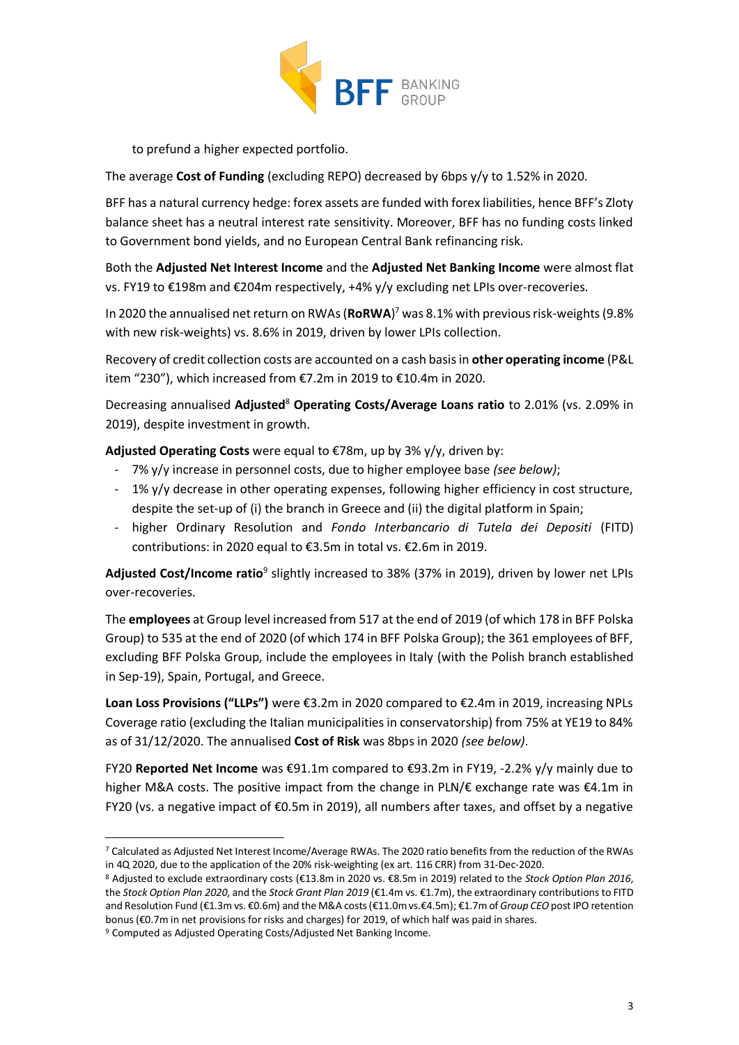to prefund a higher expected portfolio.

The average **Cost of Funding** (excluding REPO) decreased by 6bps y/y to 1.52% in 2020.

BFF has a natural currency hedge: forex assets are funded with forex liabilities, hence BFF's Zloty balance sheet has a neutral interest rate sensitivity. Moreover, BFF has no funding costs linked to Government bond yields, and no European Central Bank refinancing risk.

Both the **Adjusted Net Interest Income** and the **Adjusted Net Banking Income** were almost flat vs. FY19 to €198m and €204m respectively, +4% y/y excluding net LPIs over-recoveries.

In 2020 the annualised net return on RWAs (**RoRWA**)[7] was 8.1% with previous risk-weights (9.8% with new risk-weights) vs. 8.6% in 2019, driven by lower LPIs collection.

Recovery of credit collection costs are accounted on a cash basis in **other operating income** (P&L item "230"), which increased from €7.2m in 2019 to €10.4m in 2020.

Decreasing annualised **Adjusted**[8] **Operating Costs/Average Loans ratio** to 2.01% (vs. 2.09% in 2019), despite investment in growth.

**Adjusted Operating Costs** were equal to €78m, up by 3% y/y, driven by:

- 7% y/y increase in personnel costs, due to higher employee base *(see below)*;
- 1% y/y decrease in other operating expenses, following higher efficiency in cost structure, despite the set-up of (i) the branch in Greece and (ii) the digital platform in Spain;
- higher Ordinary Resolution and *Fondo Interbancario di Tutela dei Depositi* (FITD) contributions: in 2020 equal to €3.5m in total vs. €2.6m in 2019.

**Adjusted Cost/Income ratio**[9] slightly increased to 38% (37% in 2019), driven by lower net LPIs over-recoveries.

The **employees** at Group level increased from 517 at the end of 2019 (of which 178 in BFF Polska Group) to 535 at the end of 2020 (of which 174 in BFF Polska Group); the 361 employees of BFF, excluding BFF Polska Group, include the employees in Italy (with the Polish branch established in Sep-19), Spain, Portugal, and Greece.

**Loan Loss Provisions ("LLPs")** were €3.2m in 2020 compared to €2.4m in 2019, increasing NPLs Coverage ratio (excluding the Italian municipalities in conservatorship) from 75% at YE19 to 84% as of 31/12/2020. The annualised **Cost of Risk** was 8bps in 2020 *(see below)*.

FY20 **Reported Net Income** was €91.1m compared to €93.2m in FY19, -2.2% y/y mainly due to higher M&A costs. The positive impact from the change in PLN/€ exchange rate was €4.1m in FY20 (vs. a negative impact of €0.5m in 2019), all numbers after taxes, and offset by a negative

---

[7] Calculated as Adjusted Net Interest Income/Average RWAs. The 2020 ratio benefits from the reduction of the RWAs in 4Q 2020, due to the application of the 20% risk-weighting (ex art. 116 CRR) from 31-Dec-2020.

[8] Adjusted to exclude extraordinary costs (€13.8m in 2020 vs. €8.5m in 2019) related to the *Stock Option Plan 2016*, the *Stock Option Plan 2020*, and the *Stock Grant Plan 2019* (€1.4m vs. €1.7m), the extraordinary contributions to FITD and Resolution Fund (€1.3m vs. €0.6m) and the M&A costs (€11.0m vs.€4.5m); €1.7m of *Group CEO* post IPO retention bonus (€0.7m in net provisions for risks and charges) for 2019, of which half was paid in shares.

[9] Computed as Adjusted Operating Costs/Adjusted Net Banking Income.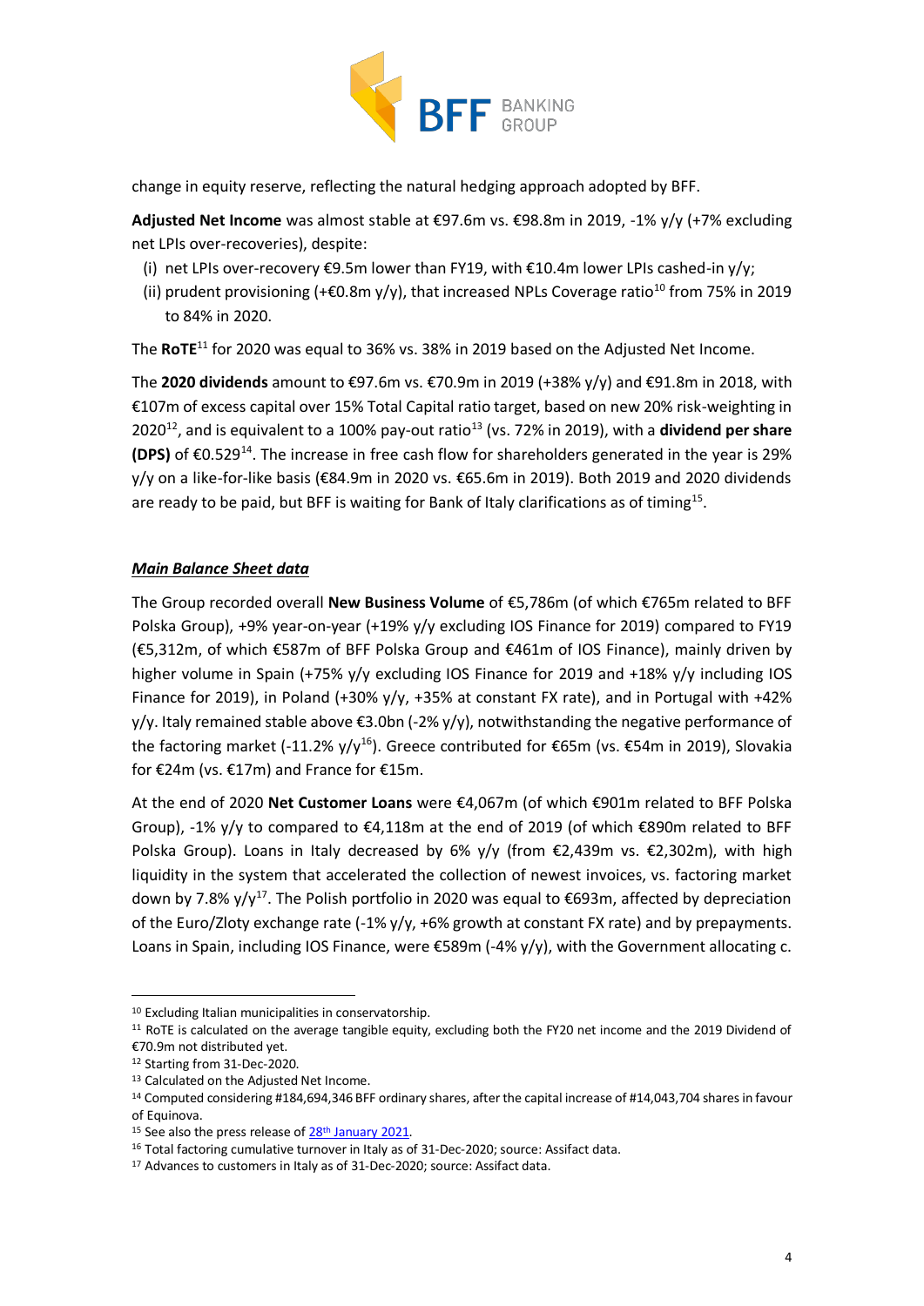change in equity reserve, reflecting the natural hedging approach adopted by BFF.

**Adjusted Net Income** was almost stable at €97.6m vs. €98.8m in 2019, -1% y/y (+7% excluding net LPIs over-recoveries), despite:

(i) net LPIs over-recovery €9.5m lower than FY19, with €10.4m lower LPIs cashed-in y/y;
(ii) prudent provisioning (+€0.8m y/y), that increased NPLs Coverage ratio[10] from 75% in 2019 to 84% in 2020.

The **RoTE**[11] for 2020 was equal to 36% vs. 38% in 2019 based on the Adjusted Net Income.

The **2020 dividends** amount to €97.6m vs. €70.9m in 2019 (+38% y/y) and €91.8m in 2018, with €107m of excess capital over 15% Total Capital ratio target, based on new 20% risk-weighting in 2020[12], and is equivalent to a 100% pay-out ratio[13] (vs. 72% in 2019), with a **dividend per share (DPS)** of €0.529[14]. The increase in free cash flow for shareholders generated in the year is 29% y/y on a like-for-like basis (€84.9m in 2020 vs. €65.6m in 2019). Both 2019 and 2020 dividends are ready to be paid, but BFF is waiting for Bank of Italy clarifications as of timing[15].

***Main Balance Sheet data***

The Group recorded overall **New Business Volume** of €5,786m (of which €765m related to BFF Polska Group), +9% year-on-year (+19% y/y excluding IOS Finance for 2019) compared to FY19 (€5,312m, of which €587m of BFF Polska Group and €461m of IOS Finance), mainly driven by higher volume in Spain (+75% y/y excluding IOS Finance for 2019 and +18% y/y including IOS Finance for 2019), in Poland (+30% y/y, +35% at constant FX rate), and in Portugal with +42% y/y. Italy remained stable above €3.0bn (-2% y/y), notwithstanding the negative performance of the factoring market (-11.2% y/y[16]). Greece contributed for €65m (vs. €54m in 2019), Slovakia for €24m (vs. €17m) and France for €15m.

At the end of 2020 **Net Customer Loans** were €4,067m (of which €901m related to BFF Polska Group), -1% y/y to compared to €4,118m at the end of 2019 (of which €890m related to BFF Polska Group). Loans in Italy decreased by 6% y/y (from €2,439m vs. €2,302m), with high liquidity in the system that accelerated the collection of newest invoices, vs. factoring market down by 7.8% y/y[17]. The Polish portfolio in 2020 was equal to €693m, affected by depreciation of the Euro/Zloty exchange rate (-1% y/y, +6% growth at constant FX rate) and by prepayments. Loans in Spain, including IOS Finance, were €589m (-4% y/y), with the Government allocating c.

---

[10] Excluding Italian municipalities in conservatorship.
[11] RoTE is calculated on the average tangible equity, excluding both the FY20 net income and the 2019 Dividend of €70.9m not distributed yet.
[12] Starting from 31-Dec-2020.
[13] Calculated on the Adjusted Net Income.
[14] Computed considering #184,694,346 BFF ordinary shares, after the capital increase of #14,043,704 shares in favour of Equinova.
[15] See also the press release of 28th January 2021.
[16] Total factoring cumulative turnover in Italy as of 31-Dec-2020; source: Assifact data.
[17] Advances to customers in Italy as of 31-Dec-2020; source: Assifact data.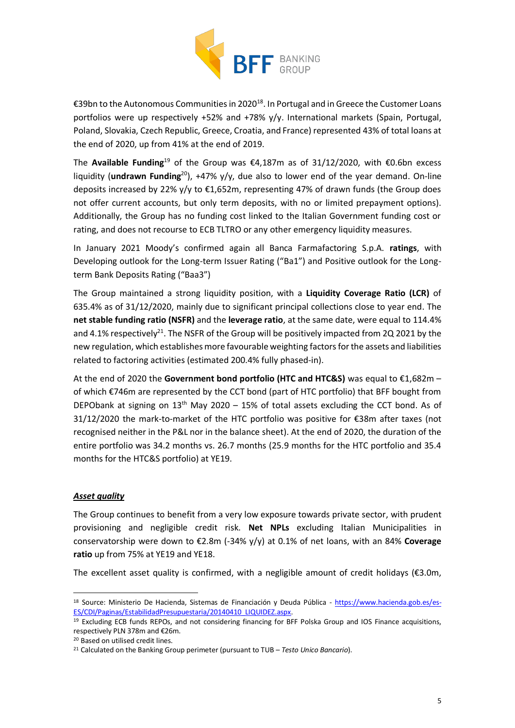€39bn to the Autonomous Communities in 2020[18]. In Portugal and in Greece the Customer Loans portfolios were up respectively +52% and +78% y/y. International markets (Spain, Portugal, Poland, Slovakia, Czech Republic, Greece, Croatia, and France) represented 43% of total loans at the end of 2020, up from 41% at the end of 2019.

The **Available Funding**[19] of the Group was €4,187m as of 31/12/2020, with €0.6bn excess liquidity (**undrawn Funding**[20]), +47% y/y, due also to lower end of the year demand. On-line deposits increased by 22% y/y to €1,652m, representing 47% of drawn funds (the Group does not offer current accounts, but only term deposits, with no or limited prepayment options). Additionally, the Group has no funding cost linked to the Italian Government funding cost or rating, and does not recourse to ECB TLTRO or any other emergency liquidity measures.

In January 2021 Moody's confirmed again all Banca Farmafactoring S.p.A. **ratings**, with Developing outlook for the Long-term Issuer Rating ("Ba1") and Positive outlook for the Long-term Bank Deposits Rating ("Baa3")

The Group maintained a strong liquidity position, with a **Liquidity Coverage Ratio (LCR)** of 635.4% as of 31/12/2020, mainly due to significant principal collections close to year end. The **net stable funding ratio (NSFR)** and the **leverage ratio**, at the same date, were equal to 114.4% and 4.1% respectively[21]. The NSFR of the Group will be positively impacted from 2Q 2021 by the new regulation, which establishes more favourable weighting factors for the assets and liabilities related to factoring activities (estimated 200.4% fully phased-in).

At the end of 2020 the **Government bond portfolio (HTC and HTC&S)** was equal to €1,682m – of which €746m are represented by the CCT bond (part of HTC portfolio) that BFF bought from DEPObank at signing on 13th May 2020 – 15% of total assets excluding the CCT bond. As of 31/12/2020 the mark-to-market of the HTC portfolio was positive for €38m after taxes (not recognised neither in the P&L nor in the balance sheet). At the end of 2020, the duration of the entire portfolio was 34.2 months vs. 26.7 months (25.9 months for the HTC portfolio and 35.4 months for the HTC&S portfolio) at YE19.

***Asset quality***

The Group continues to benefit from a very low exposure towards private sector, with prudent provisioning and negligible credit risk. **Net NPLs** excluding Italian Municipalities in conservatorship were down to €2.8m (-34% y/y) at 0.1% of net loans, with an 84% **Coverage ratio** up from 75% at YE19 and YE18.

The excellent asset quality is confirmed, with a negligible amount of credit holidays (€3.0m,

---

[18] Source: Ministerio De Hacienda, Sistemas de Financiación y Deuda Pública - https://www.hacienda.gob.es/es-ES/CDI/Paginas/EstabilidadPresupuestaria/20140410_LIQUIDEZ.aspx.

[19] Excluding ECB funds REPOs, and not considering financing for BFF Polska Group and IOS Finance acquisitions, respectively PLN 378m and €26m.

[20] Based on utilised credit lines.

[21] Calculated on the Banking Group perimeter (pursuant to TUB – *Testo Unico Bancario*).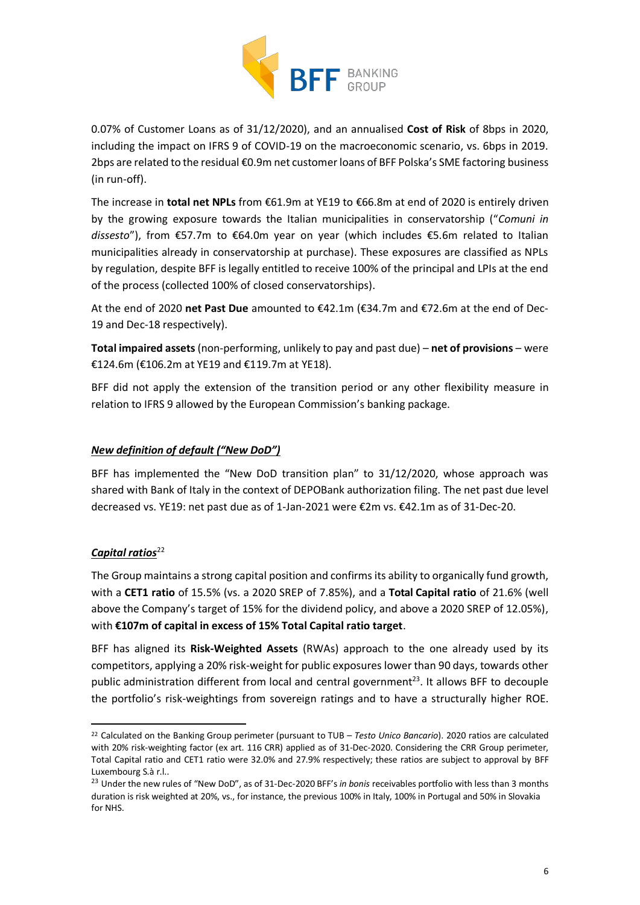0.07% of Customer Loans as of 31/12/2020), and an annualised **Cost of Risk** of 8bps in 2020, including the impact on IFRS 9 of COVID-19 on the macroeconomic scenario, vs. 6bps in 2019. 2bps are related to the residual €0.9m net customer loans of BFF Polska's SME factoring business (in run-off).

The increase in **total net NPLs** from €61.9m at YE19 to €66.8m at end of 2020 is entirely driven by the growing exposure towards the Italian municipalities in conservatorship ("*Comuni in dissesto*"), from €57.7m to €64.0m year on year (which includes €5.6m related to Italian municipalities already in conservatorship at purchase). These exposures are classified as NPLs by regulation, despite BFF is legally entitled to receive 100% of the principal and LPIs at the end of the process (collected 100% of closed conservatorships).

At the end of 2020 **net Past Due** amounted to €42.1m (€34.7m and €72.6m at the end of Dec-19 and Dec-18 respectively).

**Total impaired assets** (non-performing, unlikely to pay and past due) – **net of provisions** – were €124.6m (€106.2m at YE19 and €119.7m at YE18).

BFF did not apply the extension of the transition period or any other flexibility measure in relation to IFRS 9 allowed by the European Commission's banking package.

***New definition of default ("New DoD")***

BFF has implemented the "New DoD transition plan" to 31/12/2020, whose approach was shared with Bank of Italy in the context of DEPOBank authorization filing. The net past due level decreased vs. YE19: net past due as of 1-Jan-2021 were €2m vs. €42.1m as of 31-Dec-20.

***Capital ratios***[22]

The Group maintains a strong capital position and confirms its ability to organically fund growth, with a **CET1 ratio** of 15.5% (vs. a 2020 SREP of 7.85%), and a **Total Capital ratio** of 21.6% (well above the Company's target of 15% for the dividend policy, and above a 2020 SREP of 12.05%), with **€107m of capital in excess of 15% Total Capital ratio target**.

BFF has aligned its **Risk-Weighted Assets** (RWAs) approach to the one already used by its competitors, applying a 20% risk-weight for public exposures lower than 90 days, towards other public administration different from local and central government[23]. It allows BFF to decouple the portfolio's risk-weightings from sovereign ratings and to have a structurally higher ROE.

---

[22] Calculated on the Banking Group perimeter (pursuant to TUB – *Testo Unico Bancario*). 2020 ratios are calculated with 20% risk-weighting factor (ex art. 116 CRR) applied as of 31-Dec-2020. Considering the CRR Group perimeter, Total Capital ratio and CET1 ratio were 32.0% and 27.9% respectively; these ratios are subject to approval by BFF Luxembourg S.à r.l..

[23] Under the new rules of "New DoD", as of 31-Dec-2020 BFF's *in bonis* receivables portfolio with less than 3 months duration is risk weighted at 20%, vs., for instance, the previous 100% in Italy, 100% in Portugal and 50% in Slovakia for NHS.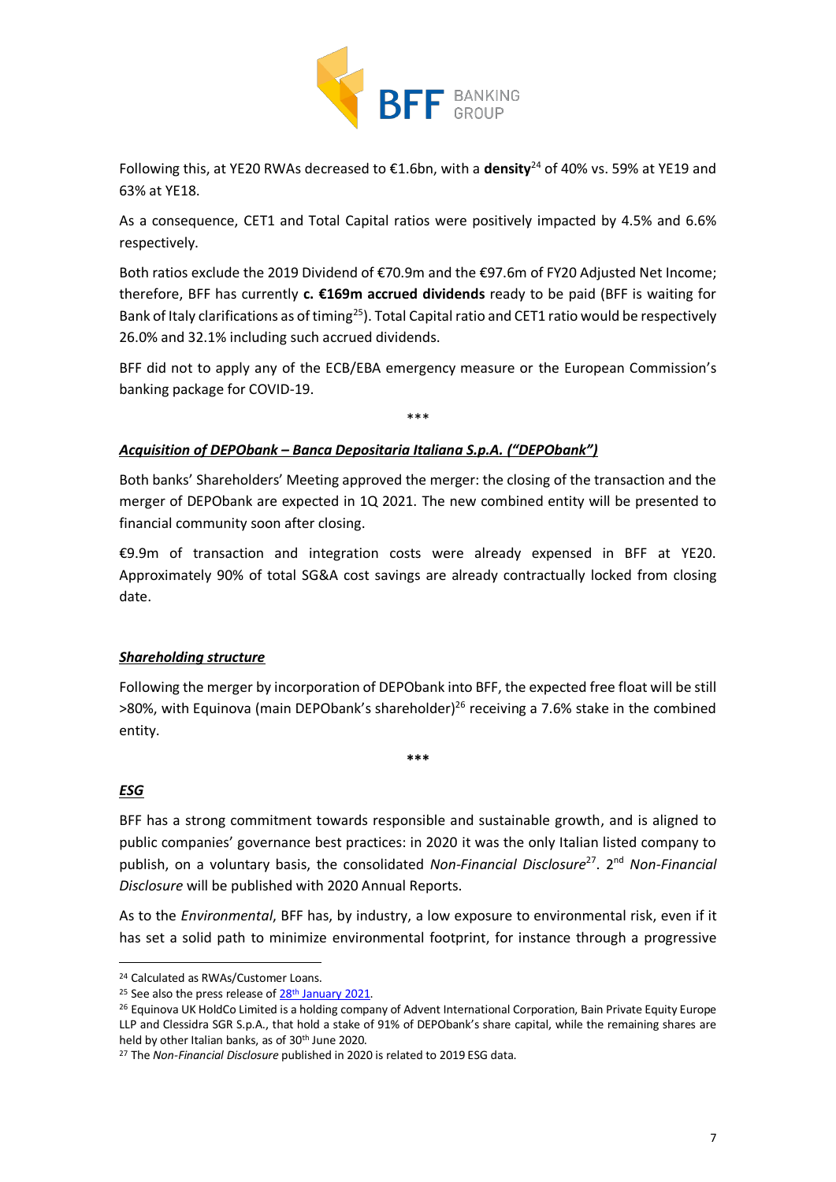Following this, at YE20 RWAs decreased to €1.6bn, with a **density**[24] of 40% vs. 59% at YE19 and 63% at YE18.

As a consequence, CET1 and Total Capital ratios were positively impacted by 4.5% and 6.6% respectively.

Both ratios exclude the 2019 Dividend of €70.9m and the €97.6m of FY20 Adjusted Net Income; therefore, BFF has currently **c. €169m accrued dividends** ready to be paid (BFF is waiting for Bank of Italy clarifications as of timing[25]). Total Capital ratio and CET1 ratio would be respectively 26.0% and 32.1% including such accrued dividends.

BFF did not to apply any of the ECB/EBA emergency measure or the European Commission's banking package for COVID-19.

\*\*\*

***Acquisition of DEPObank – Banca Depositaria Italiana S.p.A. ("DEPObank")***

Both banks' Shareholders' Meeting approved the merger: the closing of the transaction and the merger of DEPObank are expected in 1Q 2021. The new combined entity will be presented to financial community soon after closing.

€9.9m of transaction and integration costs were already expensed in BFF at YE20. Approximately 90% of total SG&A cost savings are already contractually locked from closing date.

***Shareholding structure***

Following the merger by incorporation of DEPObank into BFF, the expected free float will be still >80%, with Equinova (main DEPObank's shareholder)[26] receiving a 7.6% stake in the combined entity.

\*\*\*

***ESG***

BFF has a strong commitment towards responsible and sustainable growth, and is aligned to public companies' governance best practices: in 2020 it was the only Italian listed company to publish, on a voluntary basis, the consolidated *Non-Financial Disclosure*[27]. 2nd *Non-Financial Disclosure* will be published with 2020 Annual Reports.

As to the *Environmental*, BFF has, by industry, a low exposure to environmental risk, even if it has set a solid path to minimize environmental footprint, for instance through a progressive

---

[24] Calculated as RWAs/Customer Loans.

[25] See also the press release of 28th January 2021.

[26] Equinova UK HoldCo Limited is a holding company of Advent International Corporation, Bain Private Equity Europe LLP and Clessidra SGR S.p.A., that hold a stake of 91% of DEPObank's share capital, while the remaining shares are held by other Italian banks, as of 30th June 2020.

[27] The *Non-Financial Disclosure* published in 2020 is related to 2019 ESG data.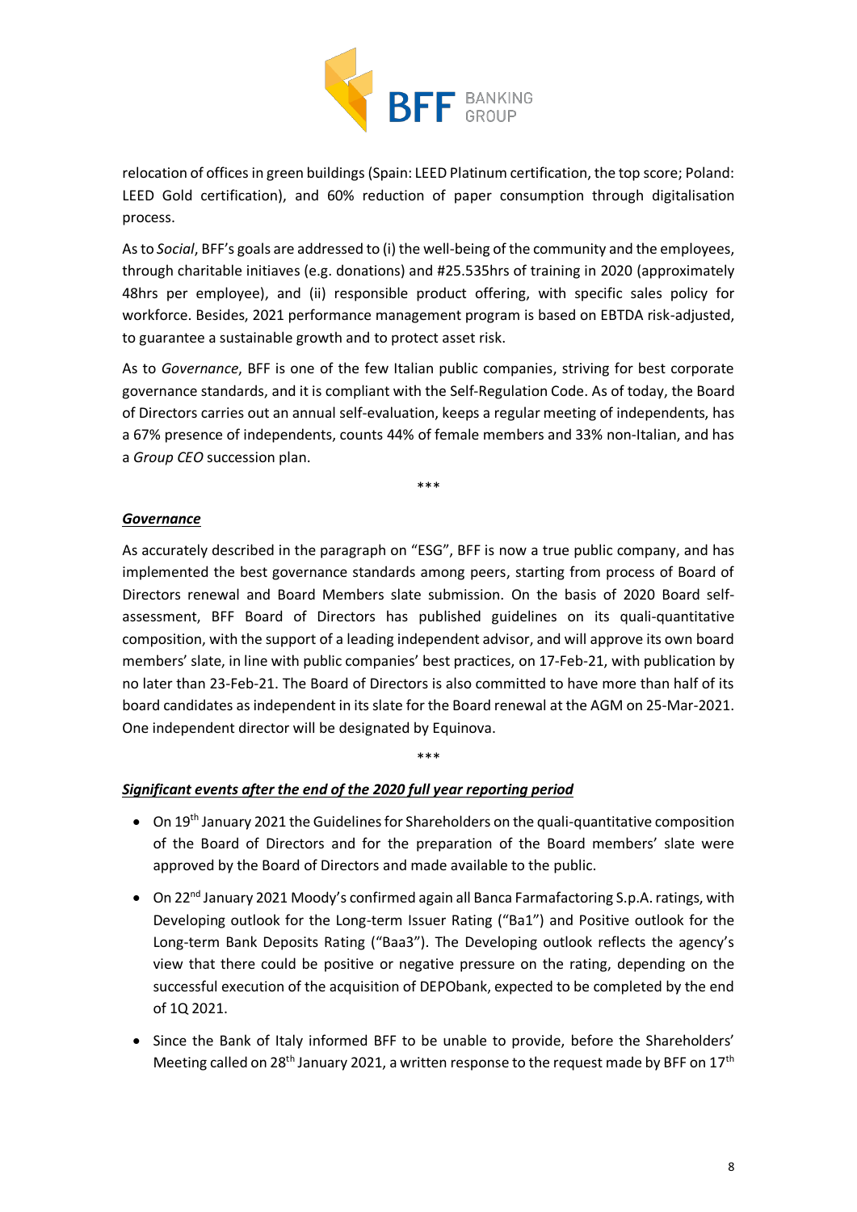relocation of offices in green buildings (Spain: LEED Platinum certification, the top score; Poland: LEED Gold certification), and 60% reduction of paper consumption through digitalisation process.

As to *Social*, BFF's goals are addressed to (i) the well-being of the community and the employees, through charitable initiaves (e.g. donations) and #25.535hrs of training in 2020 (approximately 48hrs per employee), and (ii) responsible product offering, with specific sales policy for workforce. Besides, 2021 performance management program is based on EBTDA risk-adjusted, to guarantee a sustainable growth and to protect asset risk.

As to *Governance*, BFF is one of the few Italian public companies, striving for best corporate governance standards, and it is compliant with the Self-Regulation Code. As of today, the Board of Directors carries out an annual self-evaluation, keeps a regular meeting of independents, has a 67% presence of independents, counts 44% of female members and 33% non-Italian, and has a *Group CEO* succession plan.

\*\*\*

***Governance***

As accurately described in the paragraph on "ESG", BFF is now a true public company, and has implemented the best governance standards among peers, starting from process of Board of Directors renewal and Board Members slate submission. On the basis of 2020 Board self-assessment, BFF Board of Directors has published guidelines on its quali-quantitative composition, with the support of a leading independent advisor, and will approve its own board members' slate, in line with public companies' best practices, on 17-Feb-21, with publication by no later than 23-Feb-21. The Board of Directors is also committed to have more than half of its board candidates as independent in its slate for the Board renewal at the AGM on 25-Mar-2021. One independent director will be designated by Equinova.

\*\*\*

***Significant events after the end of the 2020 full year reporting period***

- On 19th January 2021 the Guidelines for Shareholders on the quali-quantitative composition of the Board of Directors and for the preparation of the Board members' slate were approved by the Board of Directors and made available to the public.
- On 22nd January 2021 Moody's confirmed again all Banca Farmafactoring S.p.A. ratings, with Developing outlook for the Long-term Issuer Rating ("Ba1") and Positive outlook for the Long-term Bank Deposits Rating ("Baa3"). The Developing outlook reflects the agency's view that there could be positive or negative pressure on the rating, depending on the successful execution of the acquisition of DEPObank, expected to be completed by the end of 1Q 2021.
- Since the Bank of Italy informed BFF to be unable to provide, before the Shareholders' Meeting called on 28th January 2021, a written response to the request made by BFF on 17th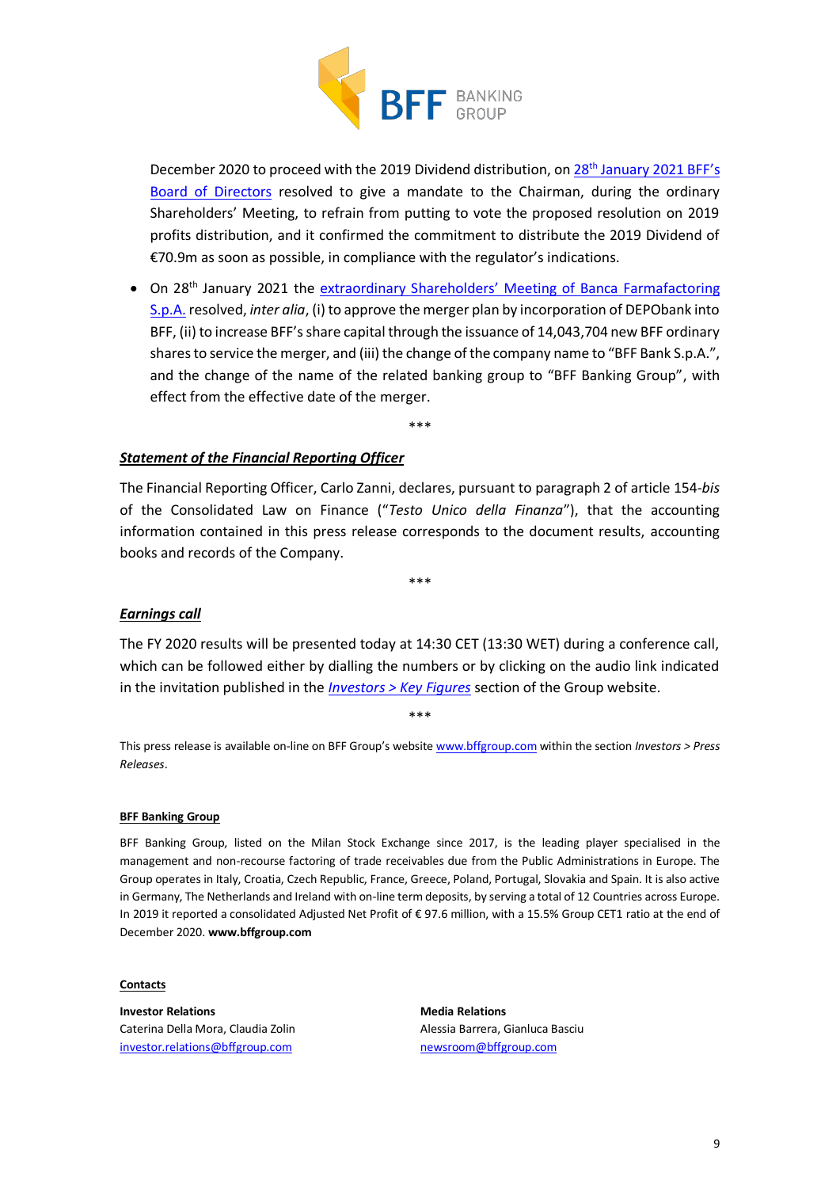December 2020 to proceed with the 2019 Dividend distribution, on 28th January 2021 BFF's Board of Directors resolved to give a mandate to the Chairman, during the ordinary Shareholders' Meeting, to refrain from putting to vote the proposed resolution on 2019 profits distribution, and it confirmed the commitment to distribute the 2019 Dividend of €70.9m as soon as possible, in compliance with the regulator's indications.

- On 28th January 2021 the extraordinary Shareholders' Meeting of Banca Farmafactoring S.p.A. resolved, *inter alia*, (i) to approve the merger plan by incorporation of DEPObank into BFF, (ii) to increase BFF's share capital through the issuance of 14,043,704 new BFF ordinary shares to service the merger, and (iii) the change of the company name to "BFF Bank S.p.A.", and the change of the name of the related banking group to "BFF Banking Group", with effect from the effective date of the merger.

\*\*\*

***Statement of the Financial Reporting Officer***

The Financial Reporting Officer, Carlo Zanni, declares, pursuant to paragraph 2 of article 154-*bis* of the Consolidated Law on Finance ("*Testo Unico della Finanza*"), that the accounting information contained in this press release corresponds to the document results, accounting books and records of the Company.

\*\*\*

***Earnings call***

The FY 2020 results will be presented today at 14:30 CET (13:30 WET) during a conference call, which can be followed either by dialling the numbers or by clicking on the audio link indicated in the invitation published in the *Investors > Key Figures* section of the Group website.

\*\*\*

This press release is available on-line on BFF Group's website www.bffgroup.com within the section *Investors > Press Releases*.

**BFF Banking Group**

BFF Banking Group, listed on the Milan Stock Exchange since 2017, is the leading player specialised in the management and non-recourse factoring of trade receivables due from the Public Administrations in Europe. The Group operates in Italy, Croatia, Czech Republic, France, Greece, Poland, Portugal, Slovakia and Spain. It is also active in Germany, The Netherlands and Ireland with on-line term deposits, by serving a total of 12 Countries across Europe. In 2019 it reported a consolidated Adjusted Net Profit of € 97.6 million, with a 15.5% Group CET1 ratio at the end of December 2020. **www.bffgroup.com**

**Contacts**

**Investor Relations**
Caterina Della Mora, Claudia Zolin
investor.relations@bffgroup.com

**Media Relations**
Alessia Barrera, Gianluca Basciu
newsroom@bffgroup.com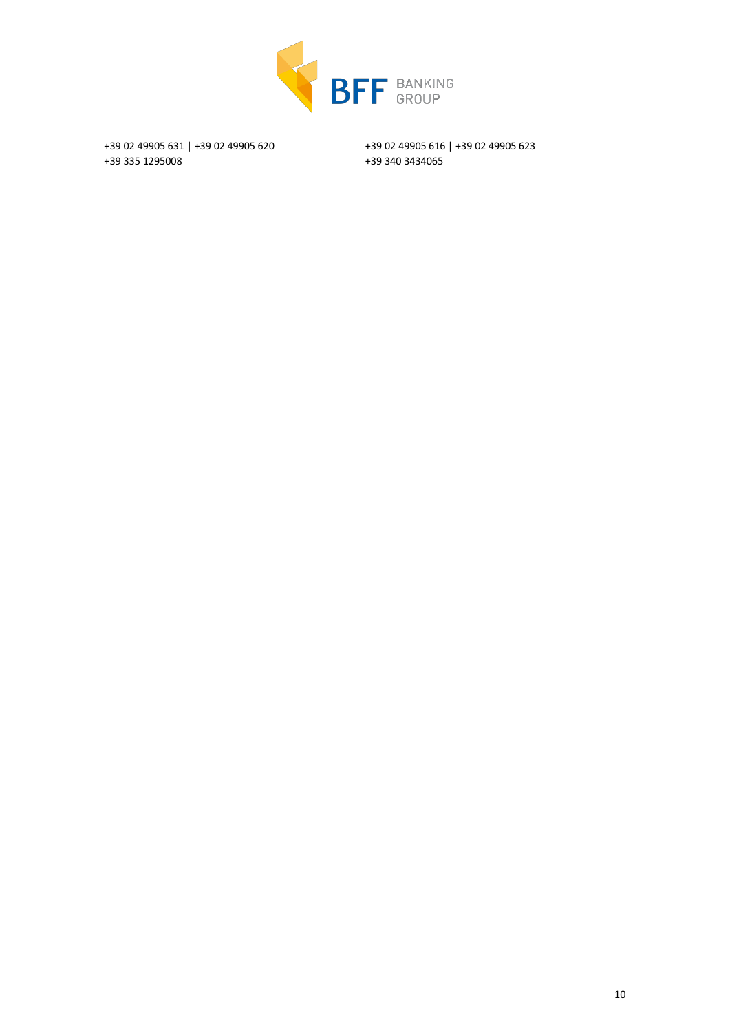+39 02 49905 631 | +39 02 49905 620
+39 335 1295008

+39 02 49905 616 | +39 02 49905 623
+39 340 3434065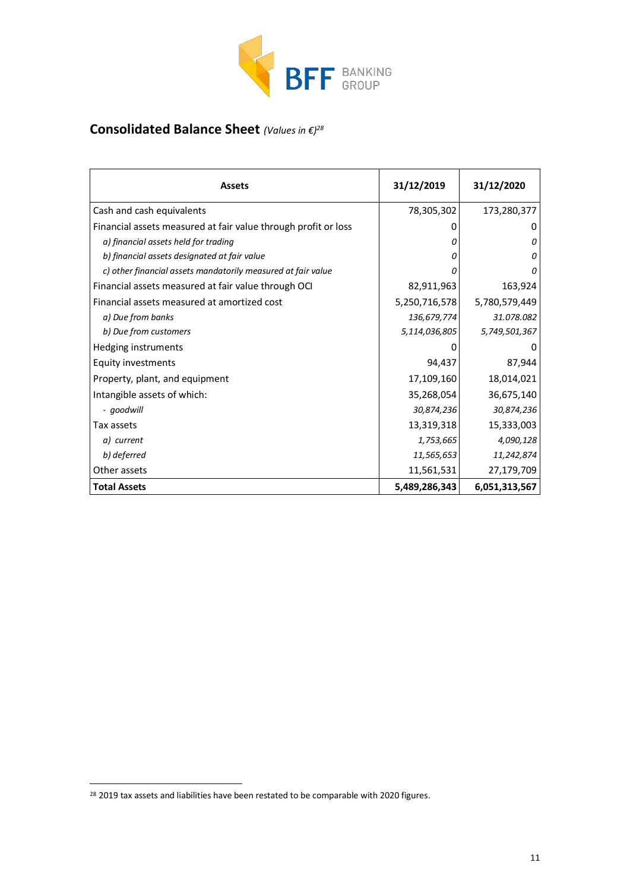BFF BANKING GROUP

## Consolidated Balance Sheet *(Values in €)*[28]

| Assets | 31/12/2019 | 31/12/2020 |
|---|---|---|
| Cash and cash equivalents | 78,305,302 | 173,280,377 |
| Financial assets measured at fair value through profit or loss | 0 | 0 |
| *a) financial assets held for trading* | *0* | *0* |
| *b) financial assets designated at fair value* | *0* | *0* |
| *c) other financial assets mandatorily measured at fair value* | *0* | *0* |
| Financial assets measured at fair value through OCI | 82,911,963 | 163,924 |
| Financial assets measured at amortized cost | 5,250,716,578 | 5,780,579,449 |
| *a) Due from banks* | *136,679,774* | *31.078.082* |
| *b) Due from customers* | *5,114,036,805* | *5,749,501,367* |
| Hedging instruments | 0 | 0 |
| Equity investments | 94,437 | 87,944 |
| Property, plant, and equipment | 17,109,160 | 18,014,021 |
| Intangible assets of which: | 35,268,054 | 36,675,140 |
| *- goodwill* | *30,874,236* | *30,874,236* |
| Tax assets | 13,319,318 | 15,333,003 |
| *a) current* | *1,753,665* | *4,090,128* |
| *b) deferred* | *11,565,653* | *11,242,874* |
| Other assets | 11,561,531 | 27,179,709 |
| **Total Assets** | **5,489,286,343** | **6,051,313,567** |

[28] 2019 tax assets and liabilities have been restated to be comparable with 2020 figures.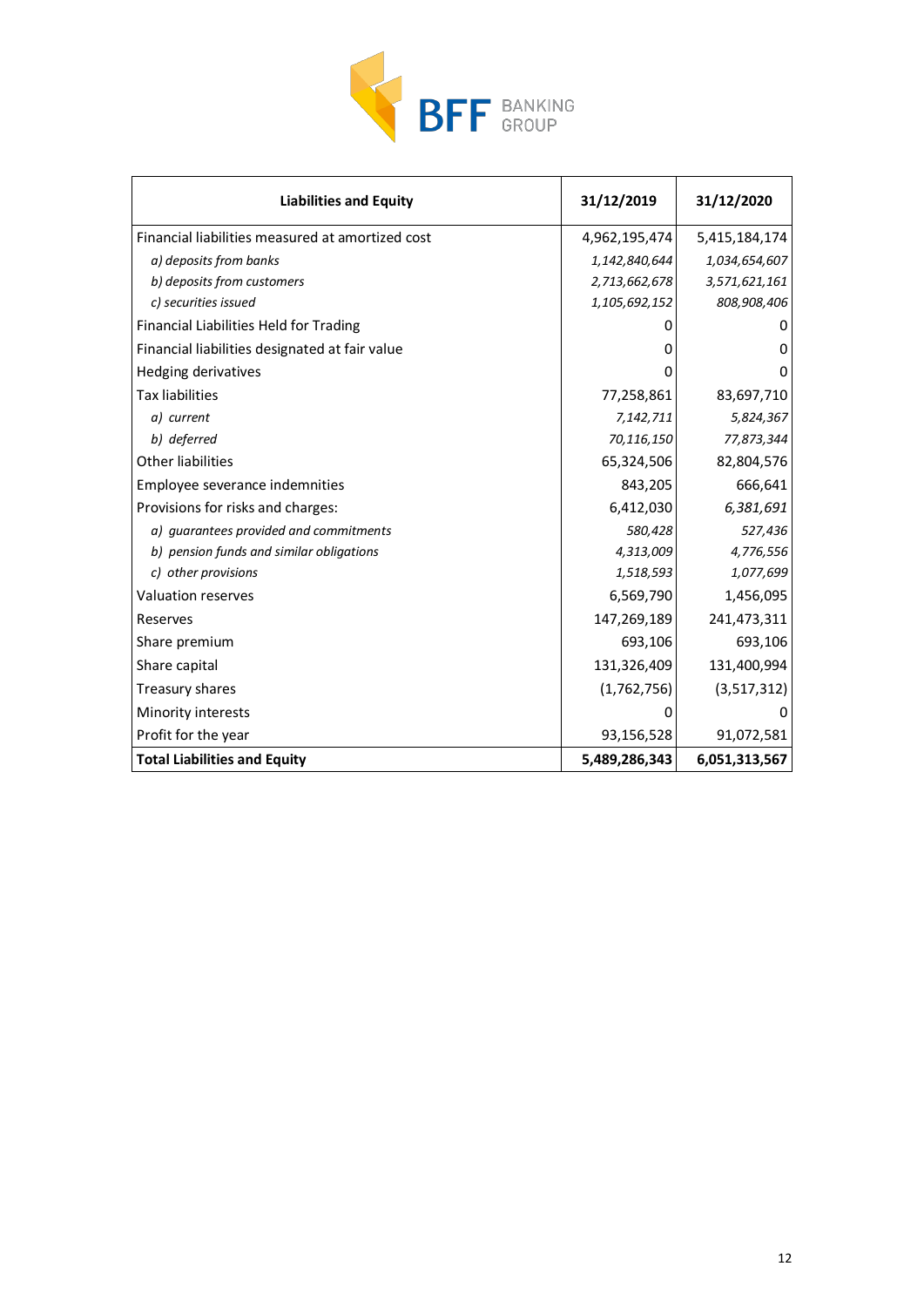| Liabilities and Equity | 31/12/2019 | 31/12/2020 |
|---|---|---|
| Financial liabilities measured at amortized cost | 4,962,195,474 | 5,415,184,174 |
| *a) deposits from banks* | *1,142,840,644* | *1,034,654,607* |
| *b) deposits from customers* | *2,713,662,678* | *3,571,621,161* |
| *c) securities issued* | *1,105,692,152* | *808,908,406* |
| Financial Liabilities Held for Trading | 0 | 0 |
| Financial liabilities designated at fair value | 0 | 0 |
| Hedging derivatives | 0 | 0 |
| Tax liabilities | 77,258,861 | 83,697,710 |
| *a) current* | *7,142,711* | *5,824,367* |
| *b) deferred* | *70,116,150* | *77,873,344* |
| Other liabilities | 65,324,506 | 82,804,576 |
| Employee severance indemnities | 843,205 | 666,641 |
| Provisions for risks and charges: | 6,412,030 | *6,381,691* |
| *a) guarantees provided and commitments* | *580,428* | *527,436* |
| *b) pension funds and similar obligations* | *4,313,009* | *4,776,556* |
| *c) other provisions* | *1,518,593* | *1,077,699* |
| Valuation reserves | 6,569,790 | 1,456,095 |
| Reserves | 147,269,189 | 241,473,311 |
| Share premium | 693,106 | 693,106 |
| Share capital | 131,326,409 | 131,400,994 |
| Treasury shares | (1,762,756) | (3,517,312) |
| Minority interests | 0 | 0 |
| Profit for the year | 93,156,528 | 91,072,581 |
| **Total Liabilities and Equity** | **5,489,286,343** | **6,051,313,567** |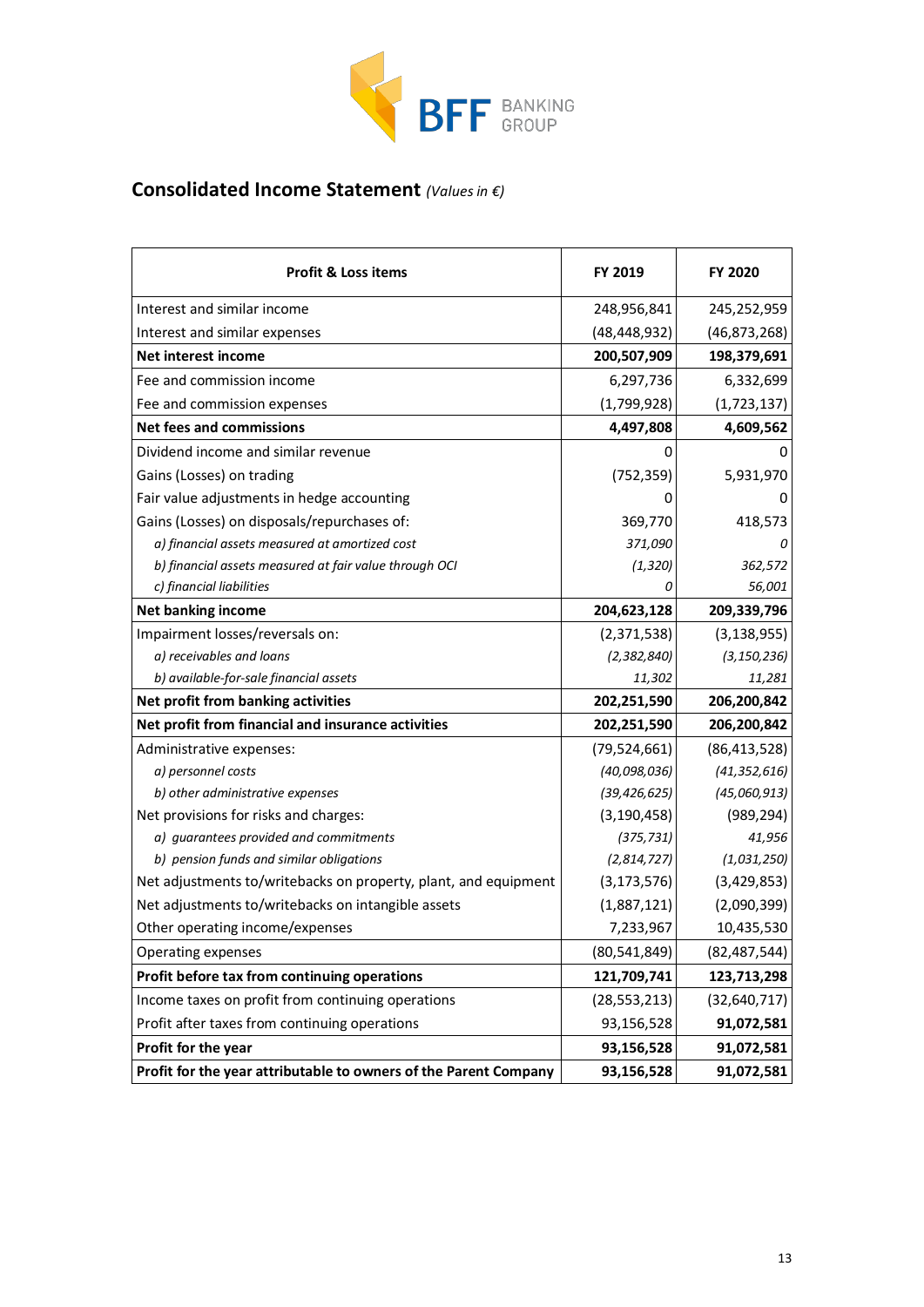BFF BANKING GROUP

## Consolidated Income Statement *(Values in €)*

| Profit & Loss items | FY 2019 | FY 2020 |
|---|---|---|
| Interest and similar income | 248,956,841 | 245,252,959 |
| Interest and similar expenses | (48,448,932) | (46,873,268) |
| **Net interest income** | **200,507,909** | **198,379,691** |
| Fee and commission income | 6,297,736 | 6,332,699 |
| Fee and commission expenses | (1,799,928) | (1,723,137) |
| **Net fees and commissions** | **4,497,808** | **4,609,562** |
| Dividend income and similar revenue | 0 | 0 |
| Gains (Losses) on trading | (752,359) | 5,931,970 |
| Fair value adjustments in hedge accounting | 0 | 0 |
| Gains (Losses) on disposals/repurchases of: | 369,770 | 418,573 |
| *a) financial assets measured at amortized cost* | *371,090* | *0* |
| *b) financial assets measured at fair value through OCI* | *(1,320)* | *362,572* |
| *c) financial liabilities* | *0* | *56,001* |
| **Net banking income** | **204,623,128** | **209,339,796** |
| Impairment losses/reversals on: | (2,371,538) | (3,138,955) |
| *a) receivables and loans* | *(2,382,840)* | *(3,150,236)* |
| *b) available-for-sale financial assets* | *11,302* | *11,281* |
| **Net profit from banking activities** | **202,251,590** | **206,200,842** |
| **Net profit from financial and insurance activities** | **202,251,590** | **206,200,842** |
| Administrative expenses: | (79,524,661) | (86,413,528) |
| *a) personnel costs* | *(40,098,036)* | *(41,352,616)* |
| *b) other administrative expenses* | *(39,426,625)* | *(45,060,913)* |
| Net provisions for risks and charges: | (3,190,458) | (989,294) |
| *a) guarantees provided and commitments* | *(375,731)* | *41,956* |
| *b) pension funds and similar obligations* | *(2,814,727)* | *(1,031,250)* |
| Net adjustments to/writebacks on property, plant, and equipment | (3,173,576) | (3,429,853) |
| Net adjustments to/writebacks on intangible assets | (1,887,121) | (2,090,399) |
| Other operating income/expenses | 7,233,967 | 10,435,530 |
| Operating expenses | (80,541,849) | (82,487,544) |
| **Profit before tax from continuing operations** | **121,709,741** | **123,713,298** |
| Income taxes on profit from continuing operations | (28,553,213) | (32,640,717) |
| Profit after taxes from continuing operations | 93,156,528 | 91,072,581 |
| **Profit for the year** | **93,156,528** | **91,072,581** |
| **Profit for the year attributable to owners of the Parent Company** | **93,156,528** | **91,072,581** |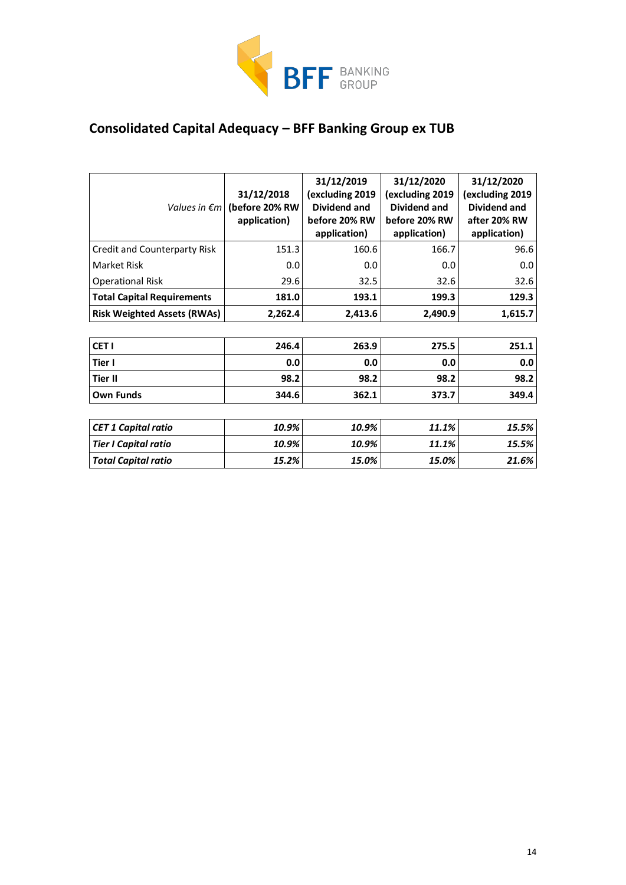## Consolidated Capital Adequacy – BFF Banking Group ex TUB

| *Values in €m* | **31/12/2018 (before 20% RW application)** | **31/12/2019 (excluding 2019 Dividend and before 20% RW application)** | **31/12/2020 (excluding 2019 Dividend and before 20% RW application)** | **31/12/2020 (excluding 2019 Dividend and after 20% RW application)** |
|---|---|---|---|---|
| Credit and Counterparty Risk | 151.3 | 160.6 | 166.7 | 96.6 |
| Market Risk | 0.0 | 0.0 | 0.0 | 0.0 |
| Operational Risk | 29.6 | 32.5 | 32.6 | 32.6 |
| **Total Capital Requirements** | **181.0** | **193.1** | **199.3** | **129.3** |
| **Risk Weighted Assets (RWAs)** | **2,262.4** | **2,413.6** | **2,490.9** | **1,615.7** |

| | | | | |
|---|---|---|---|---|
| **CET I** | **246.4** | **263.9** | **275.5** | **251.1** |
| **Tier I** | **0.0** | **0.0** | **0.0** | **0.0** |
| **Tier II** | **98.2** | **98.2** | **98.2** | **98.2** |
| **Own Funds** | **344.6** | **362.1** | **373.7** | **349.4** |

| | | | | |
|---|---|---|---|---|
| ***CET 1 Capital ratio*** | ***10.9%*** | ***10.9%*** | ***11.1%*** | ***15.5%*** |
| ***Tier I Capital ratio*** | ***10.9%*** | ***10.9%*** | ***11.1%*** | ***15.5%*** |
| ***Total Capital ratio*** | ***15.2%*** | ***15.0%*** | ***15.0%*** | ***21.6%*** |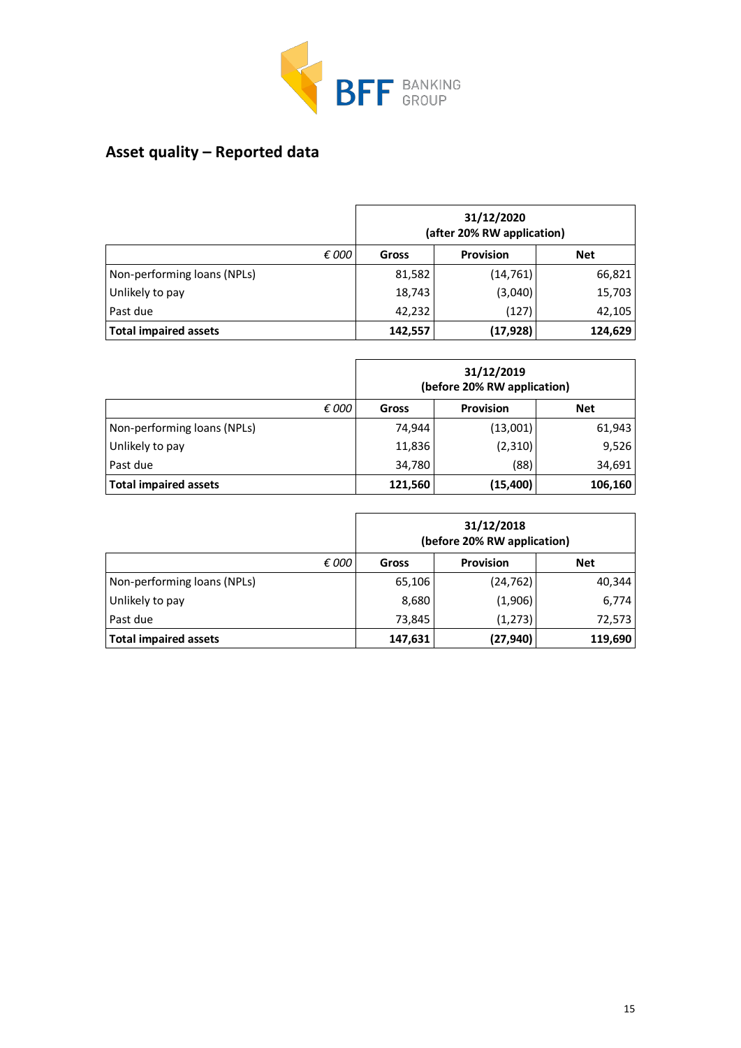## Asset quality – Reported data

| | 31/12/2020 (after 20% RW application) | | |
|---|---|---|---|
| *€ 000* | **Gross** | **Provision** | **Net** |
| Non-performing loans (NPLs) | 81,582 | (14,761) | 66,821 |
| Unlikely to pay | 18,743 | (3,040) | 15,703 |
| Past due | 42,232 | (127) | 42,105 |
| **Total impaired assets** | **142,557** | **(17,928)** | **124,629** |

| | 31/12/2019 (before 20% RW application) | | |
|---|---|---|---|
| *€ 000* | **Gross** | **Provision** | **Net** |
| Non-performing loans (NPLs) | 74,944 | (13,001) | 61,943 |
| Unlikely to pay | 11,836 | (2,310) | 9,526 |
| Past due | 34,780 | (88) | 34,691 |
| **Total impaired assets** | **121,560** | **(15,400)** | **106,160** |

| | 31/12/2018 (before 20% RW application) | | |
|---|---|---|---|
| *€ 000* | **Gross** | **Provision** | **Net** |
| Non-performing loans (NPLs) | 65,106 | (24,762) | 40,344 |
| Unlikely to pay | 8,680 | (1,906) | 6,774 |
| Past due | 73,845 | (1,273) | 72,573 |
| **Total impaired assets** | **147,631** | **(27,940)** | **119,690** |